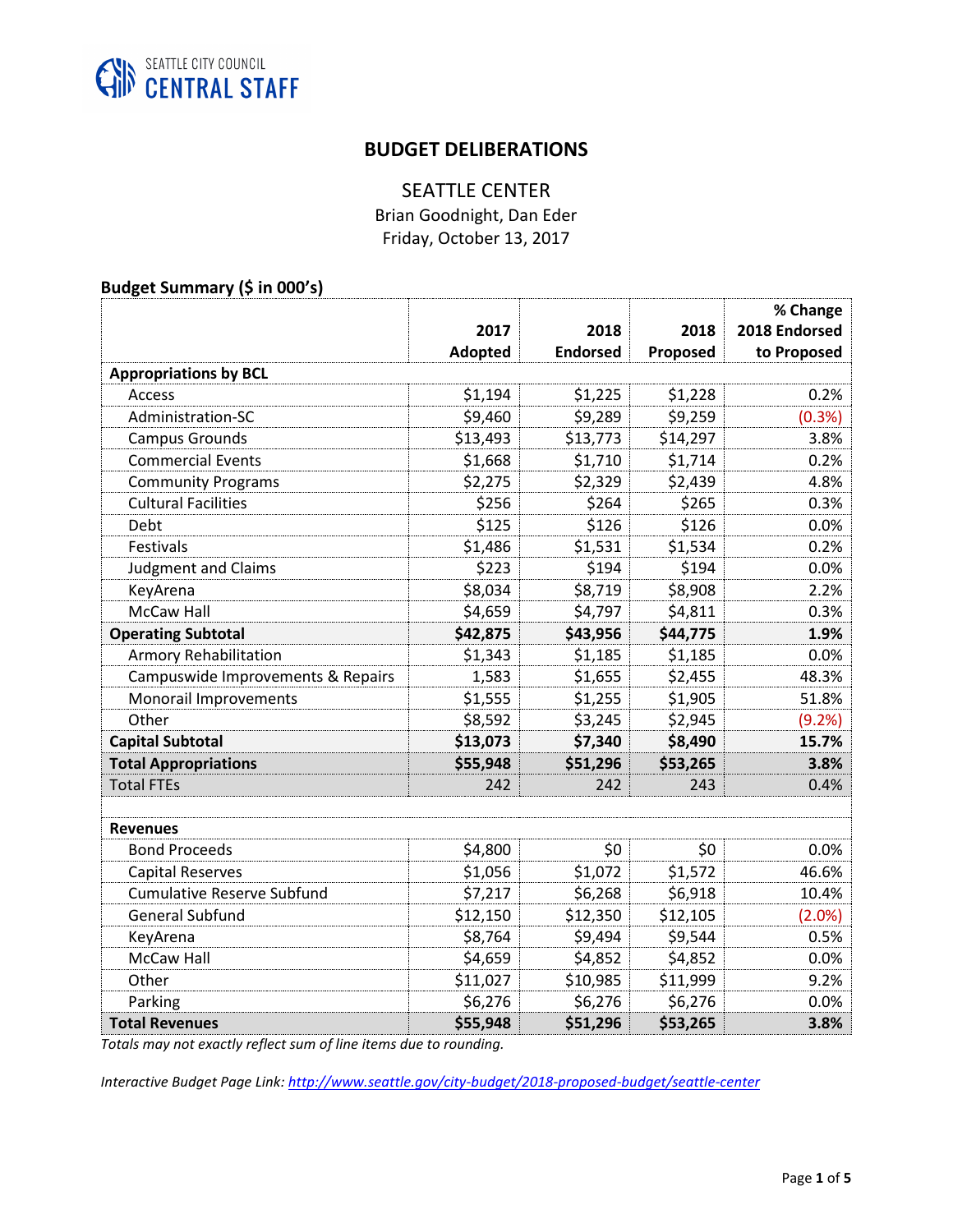SEATTLE CITY COUNCIL
CENTRAL STAFF

# BUDGET DELIBERATIONS

## SEATTLE CENTER

Brian Goodnight, Dan Eder
Friday, October 13, 2017

**Budget Summary ($ in 000's)**

| | 2017 Adopted | 2018 Endorsed | 2018 Proposed | % Change 2018 Endorsed to Proposed |
|---|---|---|---|---|
| **Appropriations by BCL** | | | | |
| Access | $1,194 | $1,225 | $1,228 | 0.2% |
| Administration-SC | $9,460 | $9,289 | $9,259 | (0.3%) |
| Campus Grounds | $13,493 | $13,773 | $14,297 | 3.8% |
| Commercial Events | $1,668 | $1,710 | $1,714 | 0.2% |
| Community Programs | $2,275 | $2,329 | $2,439 | 4.8% |
| Cultural Facilities | $256 | $264 | $265 | 0.3% |
| Debt | $125 | $126 | $126 | 0.0% |
| Festivals | $1,486 | $1,531 | $1,534 | 0.2% |
| Judgment and Claims | $223 | $194 | $194 | 0.0% |
| KeyArena | $8,034 | $8,719 | $8,908 | 2.2% |
| McCaw Hall | $4,659 | $4,797 | $4,811 | 0.3% |
| **Operating Subtotal** | **$42,875** | **$43,956** | **$44,775** | **1.9%** |
| Armory Rehabilitation | $1,343 | $1,185 | $1,185 | 0.0% |
| Campuswide Improvements & Repairs | 1,583 | $1,655 | $2,455 | 48.3% |
| Monorail Improvements | $1,555 | $1,255 | $1,905 | 51.8% |
| Other | $8,592 | $3,245 | $2,945 | (9.2%) |
| **Capital Subtotal** | **$13,073** | **$7,340** | **$8,490** | **15.7%** |
| **Total Appropriations** | **$55,948** | **$51,296** | **$53,265** | **3.8%** |
| Total FTEs | 242 | 242 | 243 | 0.4% |
| | | | | |
| **Revenues** | | | | |
| Bond Proceeds | $4,800 | $0 | $0 | 0.0% |
| Capital Reserves | $1,056 | $1,072 | $1,572 | 46.6% |
| Cumulative Reserve Subfund | $7,217 | $6,268 | $6,918 | 10.4% |
| General Subfund | $12,150 | $12,350 | $12,105 | (2.0%) |
| KeyArena | $8,764 | $9,494 | $9,544 | 0.5% |
| McCaw Hall | $4,659 | $4,852 | $4,852 | 0.0% |
| Other | $11,027 | $10,985 | $11,999 | 9.2% |
| Parking | $6,276 | $6,276 | $6,276 | 0.0% |
| **Total Revenues** | **$55,948** | **$51,296** | **$53,265** | **3.8%** |

*Totals may not exactly reflect sum of line items due to rounding.*

*Interactive Budget Page Link:* http://www.seattle.gov/city-budget/2018-proposed-budget/seattle-center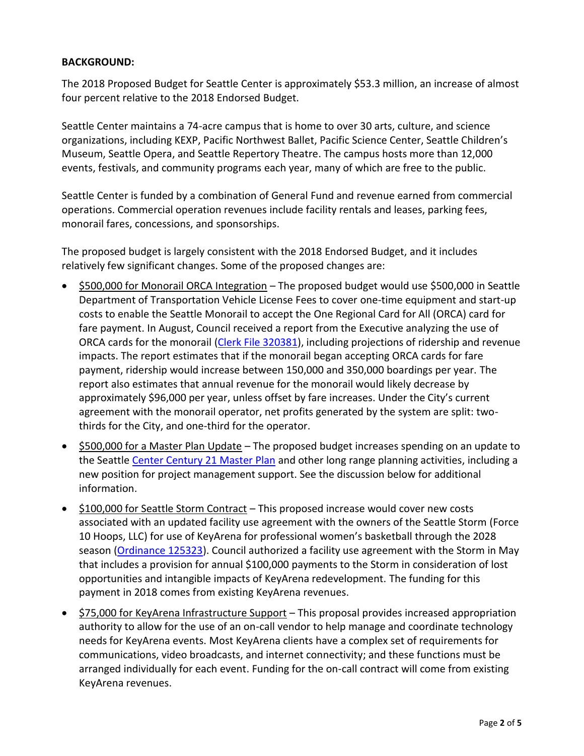**BACKGROUND:**

The 2018 Proposed Budget for Seattle Center is approximately $53.3 million, an increase of almost four percent relative to the 2018 Endorsed Budget.

Seattle Center maintains a 74-acre campus that is home to over 30 arts, culture, and science organizations, including KEXP, Pacific Northwest Ballet, Pacific Science Center, Seattle Children's Museum, Seattle Opera, and Seattle Repertory Theatre. The campus hosts more than 12,000 events, festivals, and community programs each year, many of which are free to the public.

Seattle Center is funded by a combination of General Fund and revenue earned from commercial operations. Commercial operation revenues include facility rentals and leases, parking fees, monorail fares, concessions, and sponsorships.

The proposed budget is largely consistent with the 2018 Endorsed Budget, and it includes relatively few significant changes. Some of the proposed changes are:

- $500,000 for Monorail ORCA Integration – The proposed budget would use $500,000 in Seattle Department of Transportation Vehicle License Fees to cover one-time equipment and start-up costs to enable the Seattle Monorail to accept the One Regional Card for All (ORCA) card for fare payment. In August, Council received a report from the Executive analyzing the use of ORCA cards for the monorail (Clerk File 320381), including projections of ridership and revenue impacts. The report estimates that if the monorail began accepting ORCA cards for fare payment, ridership would increase between 150,000 and 350,000 boardings per year. The report also estimates that annual revenue for the monorail would likely decrease by approximately $96,000 per year, unless offset by fare increases. Under the City's current agreement with the monorail operator, net profits generated by the system are split: two-thirds for the City, and one-third for the operator.
- $500,000 for a Master Plan Update – The proposed budget increases spending on an update to the Seattle Center Century 21 Master Plan and other long range planning activities, including a new position for project management support. See the discussion below for additional information.
- $100,000 for Seattle Storm Contract – This proposed increase would cover new costs associated with an updated facility use agreement with the owners of the Seattle Storm (Force 10 Hoops, LLC) for use of KeyArena for professional women's basketball through the 2028 season (Ordinance 125323). Council authorized a facility use agreement with the Storm in May that includes a provision for annual $100,000 payments to the Storm in consideration of lost opportunities and intangible impacts of KeyArena redevelopment. The funding for this payment in 2018 comes from existing KeyArena revenues.
- $75,000 for KeyArena Infrastructure Support – This proposal provides increased appropriation authority to allow for the use of an on-call vendor to help manage and coordinate technology needs for KeyArena events. Most KeyArena clients have a complex set of requirements for communications, video broadcasts, and internet connectivity; and these functions must be arranged individually for each event. Funding for the on-call contract will come from existing KeyArena revenues.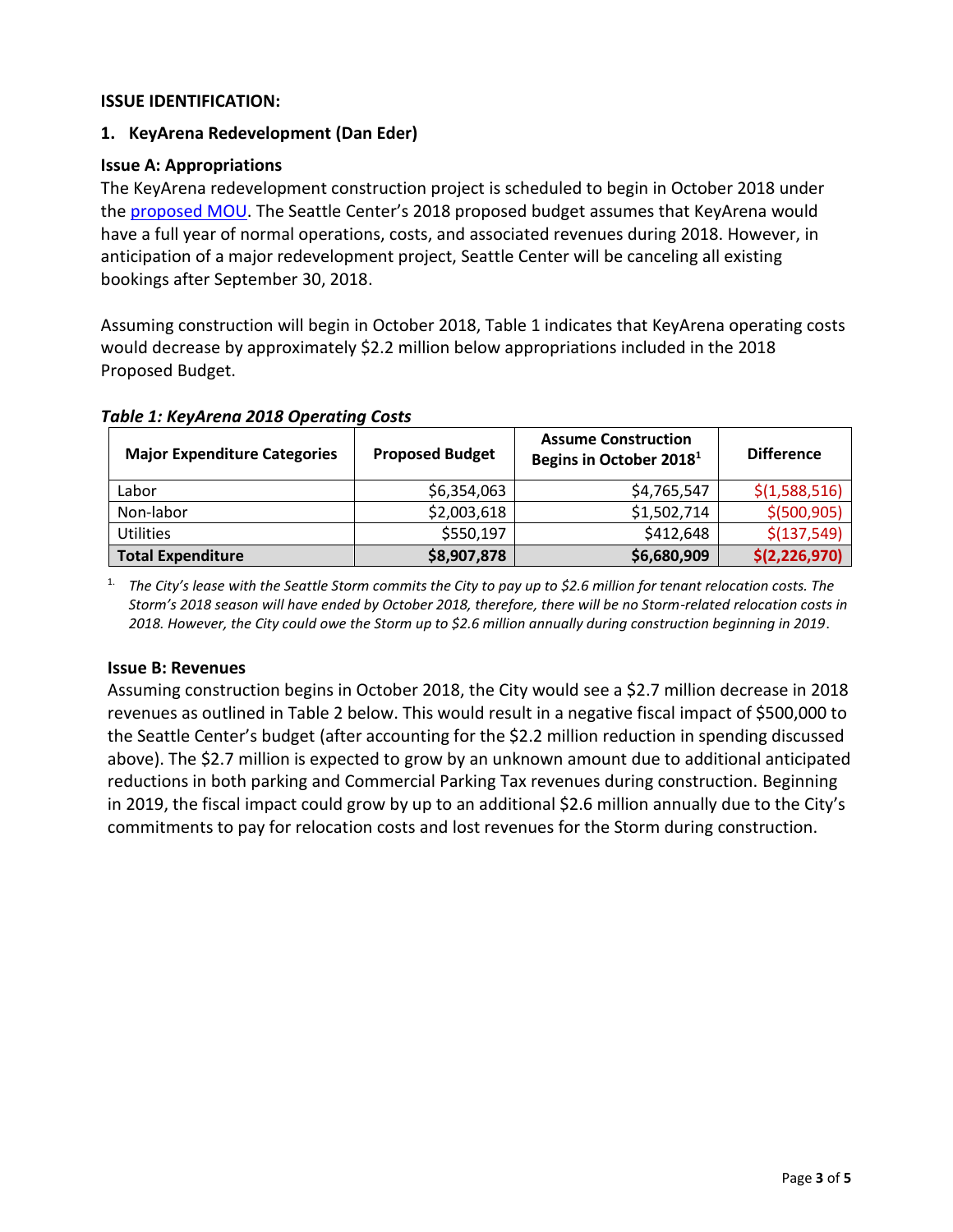**ISSUE IDENTIFICATION:**

**1. KeyArena Redevelopment (Dan Eder)**

**Issue A: Appropriations**

The KeyArena redevelopment construction project is scheduled to begin in October 2018 under the proposed MOU. The Seattle Center's 2018 proposed budget assumes that KeyArena would have a full year of normal operations, costs, and associated revenues during 2018. However, in anticipation of a major redevelopment project, Seattle Center will be canceling all existing bookings after September 30, 2018.

Assuming construction will begin in October 2018, Table 1 indicates that KeyArena operating costs would decrease by approximately $2.2 million below appropriations included in the 2018 Proposed Budget.

***Table 1: KeyArena 2018 Operating Costs***

| Major Expenditure Categories | Proposed Budget | Assume Construction Begins in October 2018[1] | Difference |
|---|---|---|---|
| Labor | $6,354,063 | $4,765,547 | $(1,588,516) |
| Non-labor | $2,003,618 | $1,502,714 | $(500,905) |
| Utilities | $550,197 | $412,648 | $(137,549) |
| **Total Expenditure** | **$8,907,878** | **$6,680,909** | **$(2,226,970)** |

[1] *The City's lease with the Seattle Storm commits the City to pay up to $2.6 million for tenant relocation costs. The Storm's 2018 season will have ended by October 2018, therefore, there will be no Storm-related relocation costs in 2018. However, the City could owe the Storm up to $2.6 million annually during construction beginning in 2019*.

**Issue B: Revenues**

Assuming construction begins in October 2018, the City would see a $2.7 million decrease in 2018 revenues as outlined in Table 2 below. This would result in a negative fiscal impact of $500,000 to the Seattle Center's budget (after accounting for the $2.2 million reduction in spending discussed above). The $2.7 million is expected to grow by an unknown amount due to additional anticipated reductions in both parking and Commercial Parking Tax revenues during construction. Beginning in 2019, the fiscal impact could grow by up to an additional $2.6 million annually due to the City's commitments to pay for relocation costs and lost revenues for the Storm during construction.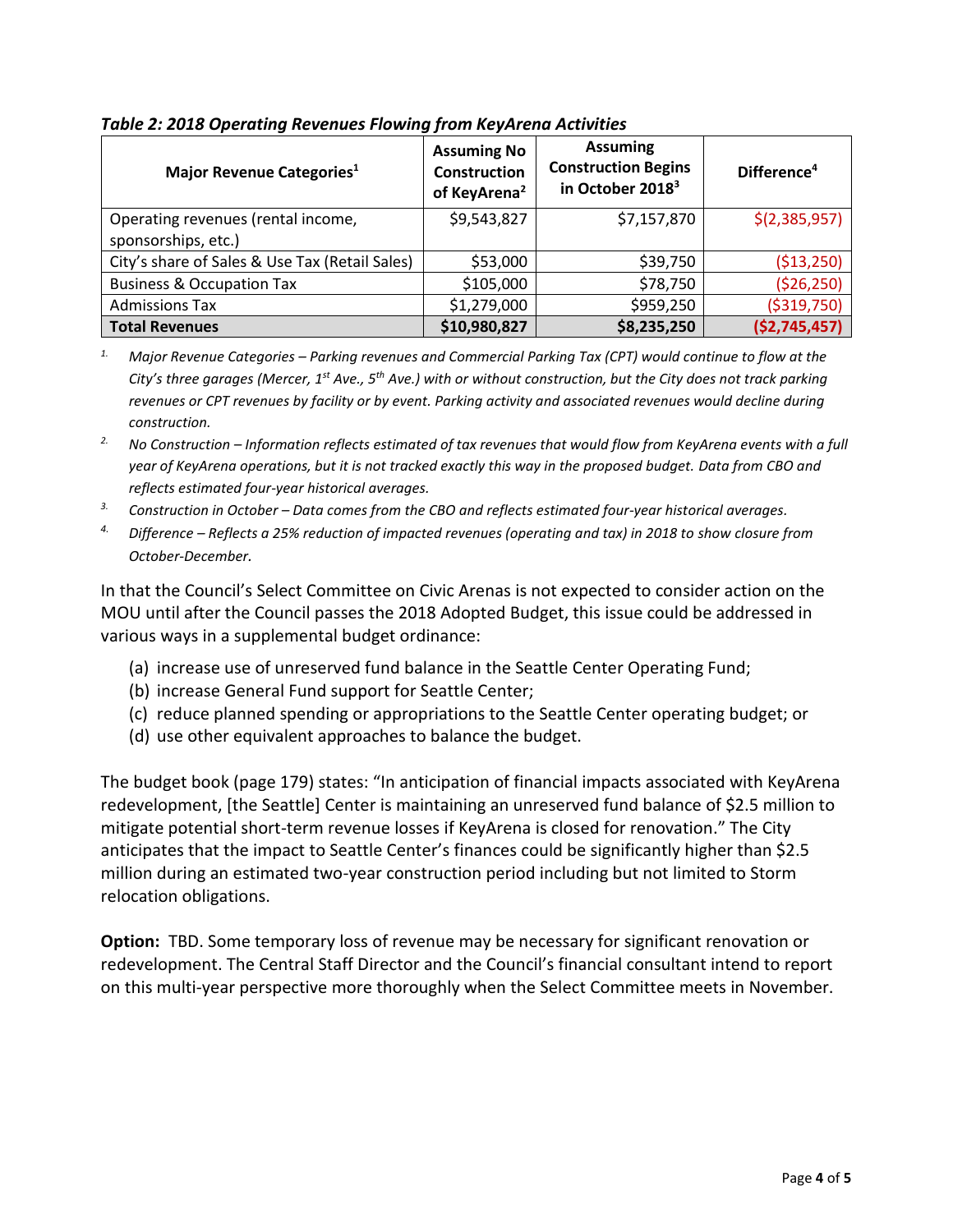***Table 2: 2018 Operating Revenues Flowing from KeyArena Activities***

| Major Revenue Categories[1] | Assuming No Construction of KeyArena[2] | Assuming Construction Begins in October 2018[3] | Difference[4] |
|---|---|---|---|
| Operating revenues (rental income, sponsorships, etc.) | $9,543,827 | $7,157,870 | $(2,385,957) |
| City's share of Sales & Use Tax (Retail Sales) | $53,000 | $39,750 | ($13,250) |
| Business & Occupation Tax | $105,000 | $78,750 | ($26,250) |
| Admissions Tax | $1,279,000 | $959,250 | ($319,750) |
| **Total Revenues** | **$10,980,827** | **$8,235,250** | **($2,745,457)** |

1. *Major Revenue Categories – Parking revenues and Commercial Parking Tax (CPT) would continue to flow at the City's three garages (Mercer, 1st Ave., 5th Ave.) with or without construction, but the City does not track parking revenues or CPT revenues by facility or by event. Parking activity and associated revenues would decline during construction.*
2. *No Construction – Information reflects estimated of tax revenues that would flow from KeyArena events with a full year of KeyArena operations, but it is not tracked exactly this way in the proposed budget. Data from CBO and reflects estimated four-year historical averages.*
3. *Construction in October – Data comes from the CBO and reflects estimated four-year historical averages.*
4. *Difference – Reflects a 25% reduction of impacted revenues (operating and tax) in 2018 to show closure from October-December.*

In that the Council's Select Committee on Civic Arenas is not expected to consider action on the MOU until after the Council passes the 2018 Adopted Budget, this issue could be addressed in various ways in a supplemental budget ordinance:

(a) increase use of unreserved fund balance in the Seattle Center Operating Fund;
(b) increase General Fund support for Seattle Center;
(c) reduce planned spending or appropriations to the Seattle Center operating budget; or
(d) use other equivalent approaches to balance the budget.

The budget book (page 179) states: "In anticipation of financial impacts associated with KeyArena redevelopment, [the Seattle] Center is maintaining an unreserved fund balance of $2.5 million to mitigate potential short-term revenue losses if KeyArena is closed for renovation." The City anticipates that the impact to Seattle Center's finances could be significantly higher than $2.5 million during an estimated two-year construction period including but not limited to Storm relocation obligations.

**Option:** TBD. Some temporary loss of revenue may be necessary for significant renovation or redevelopment. The Central Staff Director and the Council's financial consultant intend to report on this multi-year perspective more thoroughly when the Select Committee meets in November.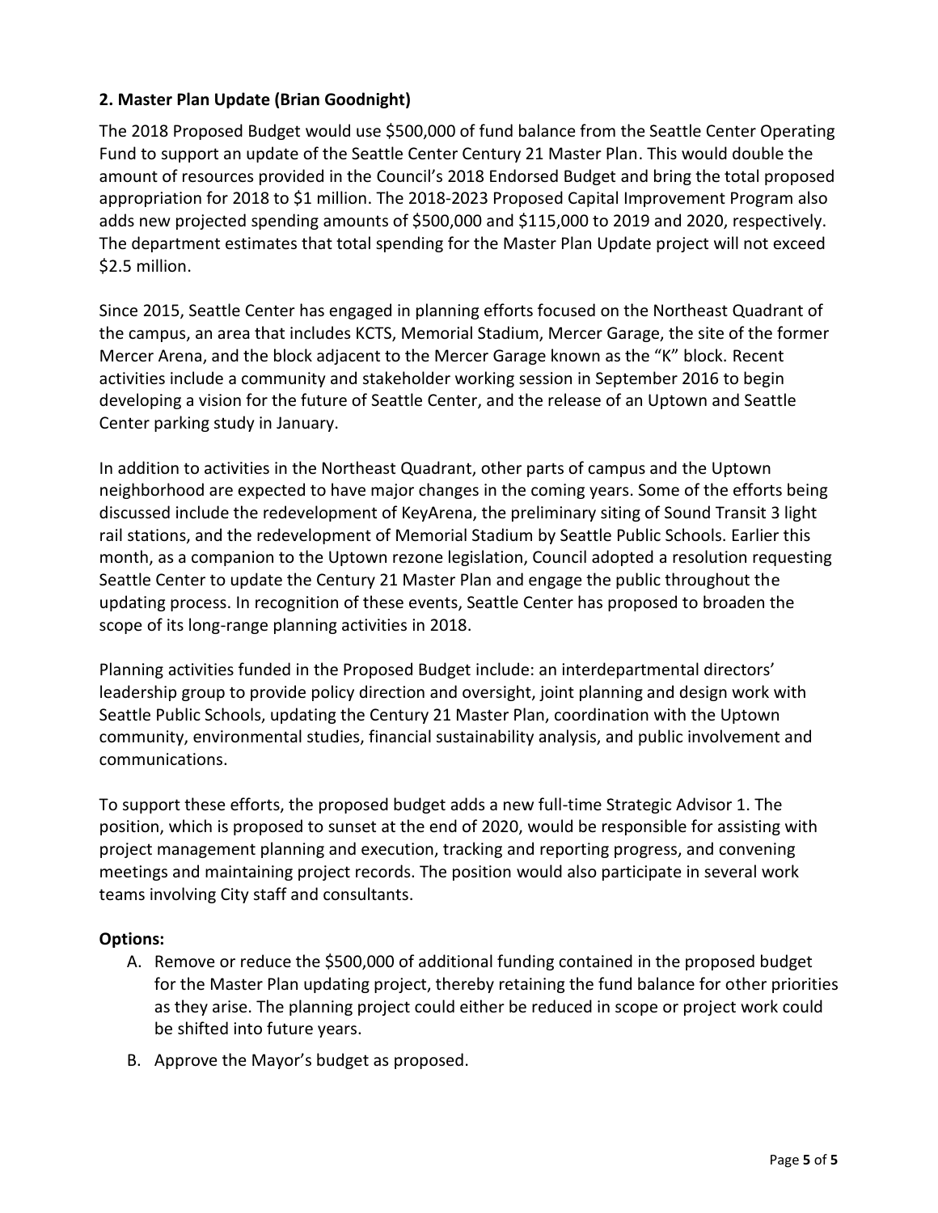### 2. Master Plan Update (Brian Goodnight)

The 2018 Proposed Budget would use $500,000 of fund balance from the Seattle Center Operating Fund to support an update of the Seattle Center Century 21 Master Plan. This would double the amount of resources provided in the Council's 2018 Endorsed Budget and bring the total proposed appropriation for 2018 to $1 million. The 2018-2023 Proposed Capital Improvement Program also adds new projected spending amounts of $500,000 and $115,000 to 2019 and 2020, respectively. The department estimates that total spending for the Master Plan Update project will not exceed $2.5 million.

Since 2015, Seattle Center has engaged in planning efforts focused on the Northeast Quadrant of the campus, an area that includes KCTS, Memorial Stadium, Mercer Garage, the site of the former Mercer Arena, and the block adjacent to the Mercer Garage known as the "K" block. Recent activities include a community and stakeholder working session in September 2016 to begin developing a vision for the future of Seattle Center, and the release of an Uptown and Seattle Center parking study in January.

In addition to activities in the Northeast Quadrant, other parts of campus and the Uptown neighborhood are expected to have major changes in the coming years. Some of the efforts being discussed include the redevelopment of KeyArena, the preliminary siting of Sound Transit 3 light rail stations, and the redevelopment of Memorial Stadium by Seattle Public Schools. Earlier this month, as a companion to the Uptown rezone legislation, Council adopted a resolution requesting Seattle Center to update the Century 21 Master Plan and engage the public throughout the updating process. In recognition of these events, Seattle Center has proposed to broaden the scope of its long-range planning activities in 2018.

Planning activities funded in the Proposed Budget include: an interdepartmental directors' leadership group to provide policy direction and oversight, joint planning and design work with Seattle Public Schools, updating the Century 21 Master Plan, coordination with the Uptown community, environmental studies, financial sustainability analysis, and public involvement and communications.

To support these efforts, the proposed budget adds a new full-time Strategic Advisor 1. The position, which is proposed to sunset at the end of 2020, would be responsible for assisting with project management planning and execution, tracking and reporting progress, and convening meetings and maintaining project records. The position would also participate in several work teams involving City staff and consultants.

**Options:**

A. Remove or reduce the $500,000 of additional funding contained in the proposed budget for the Master Plan updating project, thereby retaining the fund balance for other priorities as they arise. The planning project could either be reduced in scope or project work could be shifted into future years.

B. Approve the Mayor's budget as proposed.